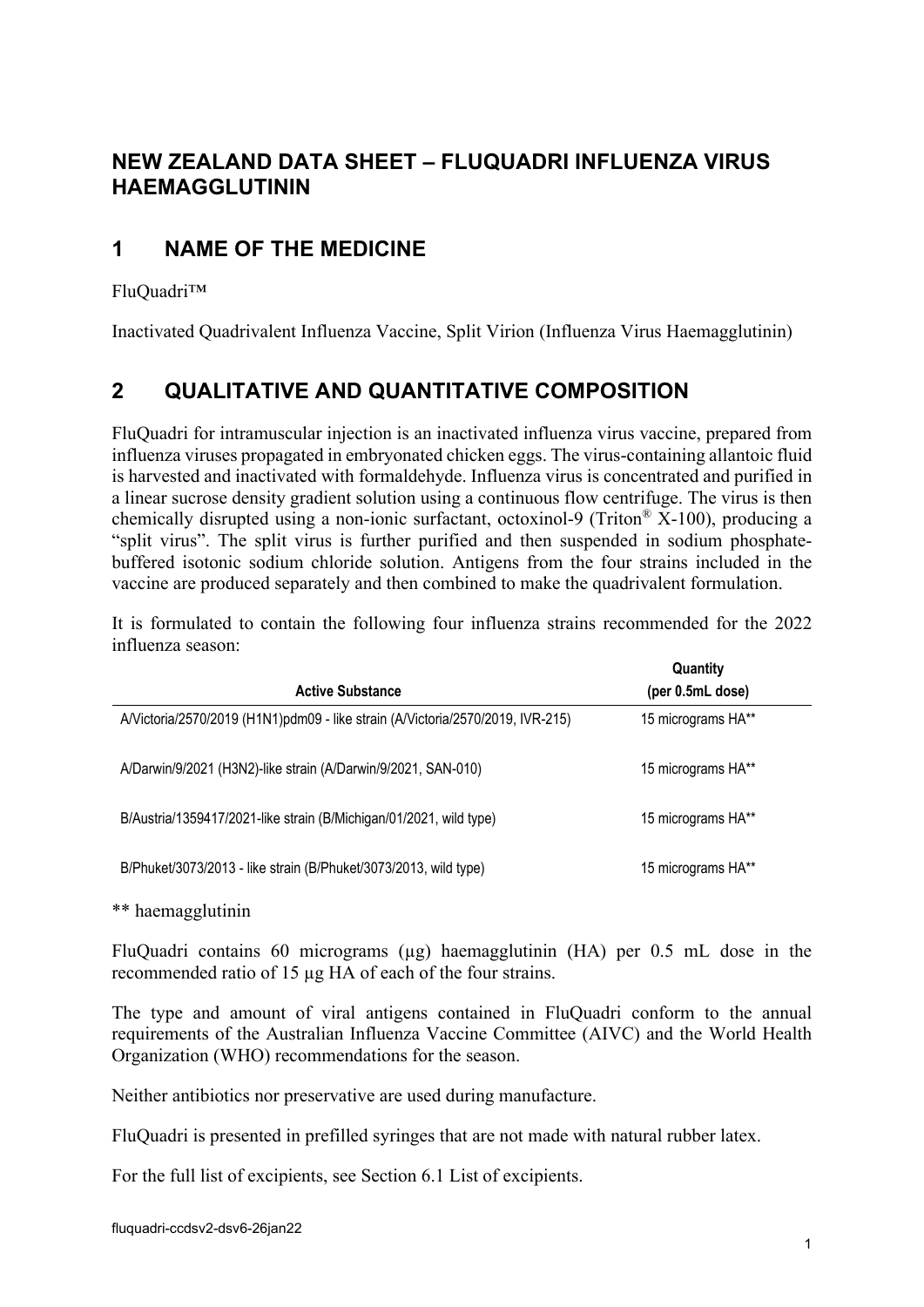# NEW ZEALAND DATA SHEET – FLUQUADRI INFLUENZA VIRUS HAEMAGGLUTININ

## 1 NAME OF THE MEDICINE

FluQuadri™

Inactivated Quadrivalent Influenza Vaccine, Split Virion (Influenza Virus Haemagglutinin)

## 2 QUALITATIVE AND QUANTITATIVE COMPOSITION

FluQuadri for intramuscular injection is an inactivated influenza virus vaccine, prepared from influenza viruses propagated in embryonated chicken eggs. The virus-containing allantoic fluid is harvested and inactivated with formaldehyde. Influenza virus is concentrated and purified in a linear sucrose density gradient solution using a continuous flow centrifuge. The virus is then chemically disrupted using a non-ionic surfactant, octoxinol-9 (Triton® X-100), producing a "split virus". The split virus is further purified and then suspended in sodium phosphate-buffered isotonic sodium chloride solution. Antigens from the four strains included in the vaccine are produced separately and then combined to make the quadrivalent formulation.

It is formulated to contain the following four influenza strains recommended for the 2022 influenza season:

| Active Substance | Quantity (per 0.5mL dose) |
|---|---|
| A/Victoria/2570/2019 (H1N1)pdm09 - like strain (A/Victoria/2570/2019, IVR-215) | 15 micrograms HA** |
| A/Darwin/9/2021 (H3N2)-like strain (A/Darwin/9/2021, SAN-010) | 15 micrograms HA** |
| B/Austria/1359417/2021-like strain (B/Michigan/01/2021, wild type) | 15 micrograms HA** |
| B/Phuket/3073/2013 - like strain (B/Phuket/3073/2013, wild type) | 15 micrograms HA** |

** haemagglutinin

FluQuadri contains 60 micrograms (µg) haemagglutinin (HA) per 0.5 mL dose in the recommended ratio of 15 µg HA of each of the four strains.

The type and amount of viral antigens contained in FluQuadri conform to the annual requirements of the Australian Influenza Vaccine Committee (AIVC) and the World Health Organization (WHO) recommendations for the season.

Neither antibiotics nor preservative are used during manufacture.

FluQuadri is presented in prefilled syringes that are not made with natural rubber latex.

For the full list of excipients, see Section 6.1 List of excipients.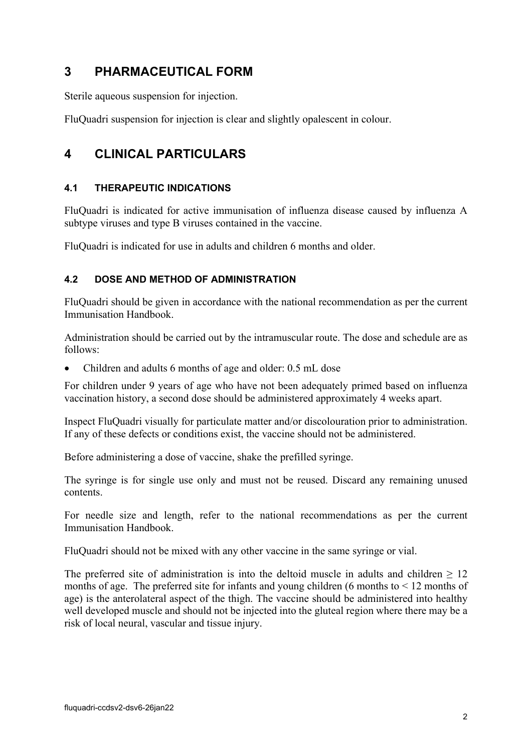# 3 PHARMACEUTICAL FORM

Sterile aqueous suspension for injection.

FluQuadri suspension for injection is clear and slightly opalescent in colour.

# 4 CLINICAL PARTICULARS

## 4.1 THERAPEUTIC INDICATIONS

FluQuadri is indicated for active immunisation of influenza disease caused by influenza A subtype viruses and type B viruses contained in the vaccine.

FluQuadri is indicated for use in adults and children 6 months and older.

## 4.2 DOSE AND METHOD OF ADMINISTRATION

FluQuadri should be given in accordance with the national recommendation as per the current Immunisation Handbook.

Administration should be carried out by the intramuscular route. The dose and schedule are as follows:

- Children and adults 6 months of age and older: 0.5 mL dose

For children under 9 years of age who have not been adequately primed based on influenza vaccination history, a second dose should be administered approximately 4 weeks apart.

Inspect FluQuadri visually for particulate matter and/or discolouration prior to administration. If any of these defects or conditions exist, the vaccine should not be administered.

Before administering a dose of vaccine, shake the prefilled syringe.

The syringe is for single use only and must not be reused. Discard any remaining unused contents.

For needle size and length, refer to the national recommendations as per the current Immunisation Handbook.

FluQuadri should not be mixed with any other vaccine in the same syringe or vial.

The preferred site of administration is into the deltoid muscle in adults and children ≥ 12 months of age. The preferred site for infants and young children (6 months to < 12 months of age) is the anterolateral aspect of the thigh. The vaccine should be administered into healthy well developed muscle and should not be injected into the gluteal region where there may be a risk of local neural, vascular and tissue injury.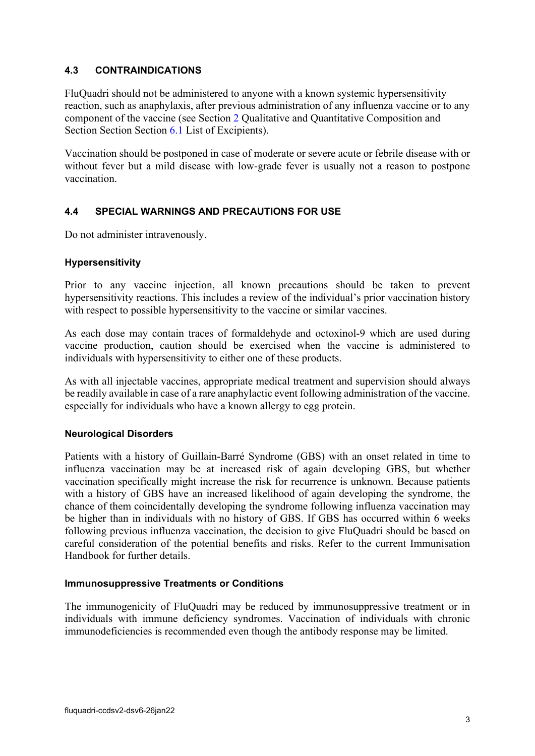## 4.3 CONTRAINDICATIONS

FluQuadri should not be administered to anyone with a known systemic hypersensitivity reaction, such as anaphylaxis, after previous administration of any influenza vaccine or to any component of the vaccine (see Section 2 Qualitative and Quantitative Composition and Section Section Section 6.1 List of Excipients).

Vaccination should be postponed in case of moderate or severe acute or febrile disease with or without fever but a mild disease with low-grade fever is usually not a reason to postpone vaccination.

## 4.4 SPECIAL WARNINGS AND PRECAUTIONS FOR USE

Do not administer intravenously.

### Hypersensitivity

Prior to any vaccine injection, all known precautions should be taken to prevent hypersensitivity reactions. This includes a review of the individual's prior vaccination history with respect to possible hypersensitivity to the vaccine or similar vaccines.

As each dose may contain traces of formaldehyde and octoxinol-9 which are used during vaccine production, caution should be exercised when the vaccine is administered to individuals with hypersensitivity to either one of these products.

As with all injectable vaccines, appropriate medical treatment and supervision should always be readily available in case of a rare anaphylactic event following administration of the vaccine. especially for individuals who have a known allergy to egg protein.

### Neurological Disorders

Patients with a history of Guillain-Barré Syndrome (GBS) with an onset related in time to influenza vaccination may be at increased risk of again developing GBS, but whether vaccination specifically might increase the risk for recurrence is unknown. Because patients with a history of GBS have an increased likelihood of again developing the syndrome, the chance of them coincidentally developing the syndrome following influenza vaccination may be higher than in individuals with no history of GBS. If GBS has occurred within 6 weeks following previous influenza vaccination, the decision to give FluQuadri should be based on careful consideration of the potential benefits and risks. Refer to the current Immunisation Handbook for further details.

### Immunosuppressive Treatments or Conditions

The immunogenicity of FluQuadri may be reduced by immunosuppressive treatment or in individuals with immune deficiency syndromes. Vaccination of individuals with chronic immunodeficiencies is recommended even though the antibody response may be limited.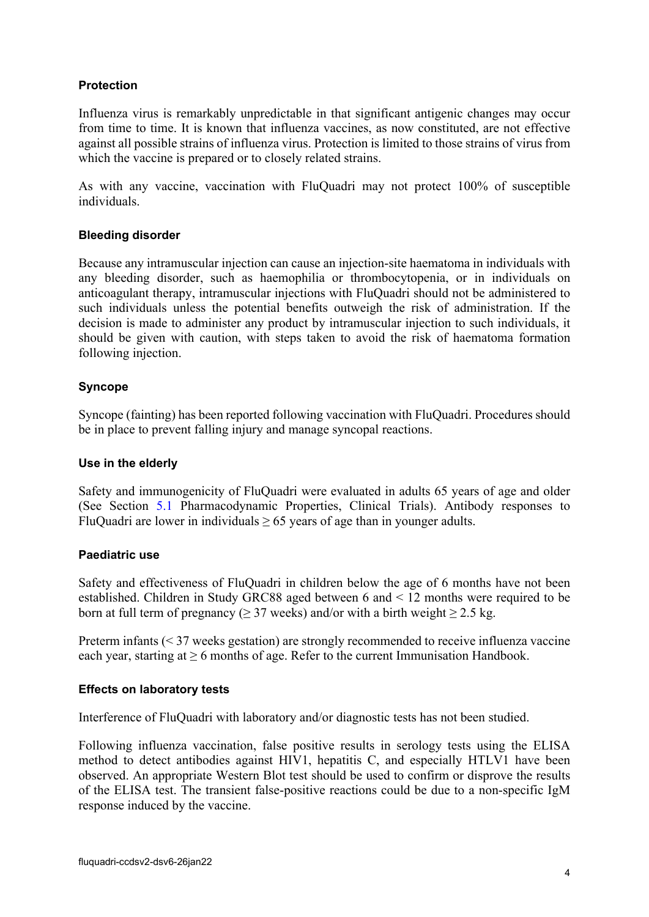### Protection

Influenza virus is remarkably unpredictable in that significant antigenic changes may occur from time to time. It is known that influenza vaccines, as now constituted, are not effective against all possible strains of influenza virus. Protection is limited to those strains of virus from which the vaccine is prepared or to closely related strains.

As with any vaccine, vaccination with FluQuadri may not protect 100% of susceptible individuals.

### Bleeding disorder

Because any intramuscular injection can cause an injection-site haematoma in individuals with any bleeding disorder, such as haemophilia or thrombocytopenia, or in individuals on anticoagulant therapy, intramuscular injections with FluQuadri should not be administered to such individuals unless the potential benefits outweigh the risk of administration. If the decision is made to administer any product by intramuscular injection to such individuals, it should be given with caution, with steps taken to avoid the risk of haematoma formation following injection.

### Syncope

Syncope (fainting) has been reported following vaccination with FluQuadri. Procedures should be in place to prevent falling injury and manage syncopal reactions.

### Use in the elderly

Safety and immunogenicity of FluQuadri were evaluated in adults 65 years of age and older (See Section 5.1 Pharmacodynamic Properties, Clinical Trials). Antibody responses to FluQuadri are lower in individuals $\geq 65$ years of age than in younger adults.

### Paediatric use

Safety and effectiveness of FluQuadri in children below the age of 6 months have not been established. Children in Study GRC88 aged between 6 and < 12 months were required to be born at full term of pregnancy ($\geq 37$ weeks) and/or with a birth weight $\geq 2.5$ kg.

Preterm infants (< 37 weeks gestation) are strongly recommended to receive influenza vaccine each year, starting at $\geq 6$ months of age. Refer to the current Immunisation Handbook.

### Effects on laboratory tests

Interference of FluQuadri with laboratory and/or diagnostic tests has not been studied.

Following influenza vaccination, false positive results in serology tests using the ELISA method to detect antibodies against HIV1, hepatitis C, and especially HTLV1 have been observed. An appropriate Western Blot test should be used to confirm or disprove the results of the ELISA test. The transient false-positive reactions could be due to a non-specific IgM response induced by the vaccine.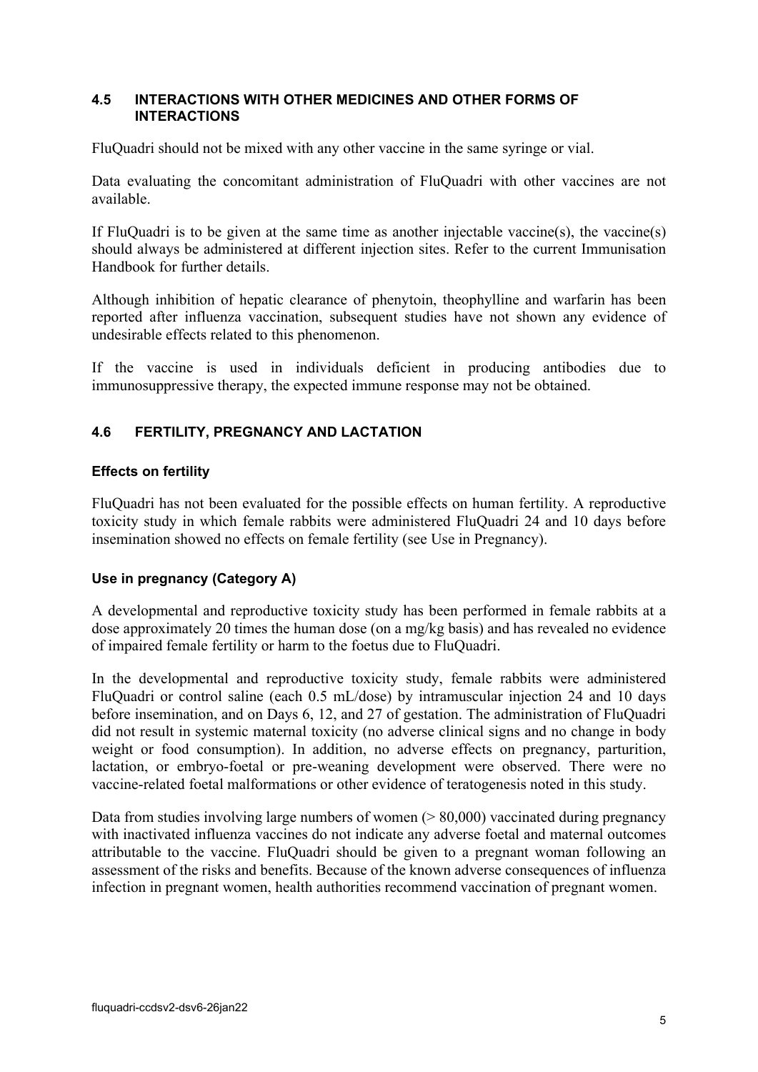## 4.5 INTERACTIONS WITH OTHER MEDICINES AND OTHER FORMS OF INTERACTIONS

FluQuadri should not be mixed with any other vaccine in the same syringe or vial.

Data evaluating the concomitant administration of FluQuadri with other vaccines are not available.

If FluQuadri is to be given at the same time as another injectable vaccine(s), the vaccine(s) should always be administered at different injection sites. Refer to the current Immunisation Handbook for further details.

Although inhibition of hepatic clearance of phenytoin, theophylline and warfarin has been reported after influenza vaccination, subsequent studies have not shown any evidence of undesirable effects related to this phenomenon.

If the vaccine is used in individuals deficient in producing antibodies due to immunosuppressive therapy, the expected immune response may not be obtained.

## 4.6 FERTILITY, PREGNANCY AND LACTATION

### Effects on fertility

FluQuadri has not been evaluated for the possible effects on human fertility. A reproductive toxicity study in which female rabbits were administered FluQuadri 24 and 10 days before insemination showed no effects on female fertility (see Use in Pregnancy).

### Use in pregnancy (Category A)

A developmental and reproductive toxicity study has been performed in female rabbits at a dose approximately 20 times the human dose (on a mg/kg basis) and has revealed no evidence of impaired female fertility or harm to the foetus due to FluQuadri.

In the developmental and reproductive toxicity study, female rabbits were administered FluQuadri or control saline (each 0.5 mL/dose) by intramuscular injection 24 and 10 days before insemination, and on Days 6, 12, and 27 of gestation. The administration of FluQuadri did not result in systemic maternal toxicity (no adverse clinical signs and no change in body weight or food consumption). In addition, no adverse effects on pregnancy, parturition, lactation, or embryo-foetal or pre-weaning development were observed. There were no vaccine-related foetal malformations or other evidence of teratogenesis noted in this study.

Data from studies involving large numbers of women (> 80,000) vaccinated during pregnancy with inactivated influenza vaccines do not indicate any adverse foetal and maternal outcomes attributable to the vaccine. FluQuadri should be given to a pregnant woman following an assessment of the risks and benefits. Because of the known adverse consequences of influenza infection in pregnant women, health authorities recommend vaccination of pregnant women.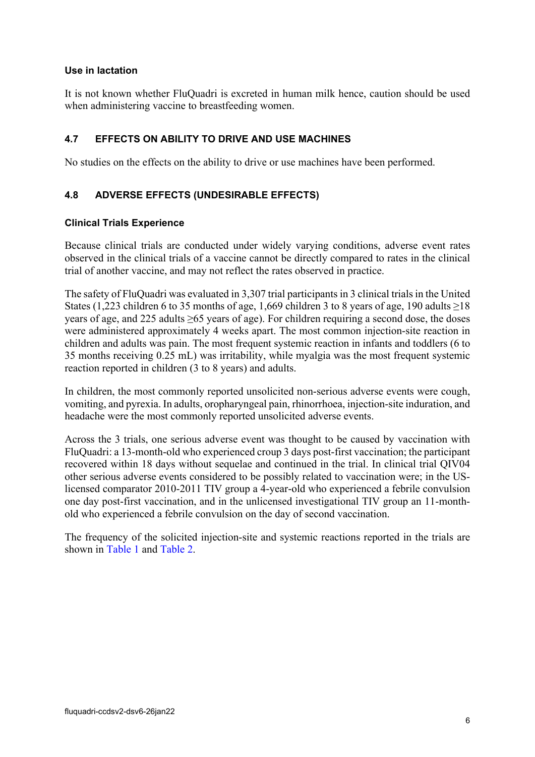### Use in lactation

It is not known whether FluQuadri is excreted in human milk hence, caution should be used when administering vaccine to breastfeeding women.

## 4.7 EFFECTS ON ABILITY TO DRIVE AND USE MACHINES

No studies on the effects on the ability to drive or use machines have been performed.

## 4.8 ADVERSE EFFECTS (UNDESIRABLE EFFECTS)

### Clinical Trials Experience

Because clinical trials are conducted under widely varying conditions, adverse event rates observed in the clinical trials of a vaccine cannot be directly compared to rates in the clinical trial of another vaccine, and may not reflect the rates observed in practice.

The safety of FluQuadri was evaluated in 3,307 trial participants in 3 clinical trials in the United States (1,223 children 6 to 35 months of age, 1,669 children 3 to 8 years of age, 190 adults ≥18 years of age, and 225 adults ≥65 years of age). For children requiring a second dose, the doses were administered approximately 4 weeks apart. The most common injection-site reaction in children and adults was pain. The most frequent systemic reaction in infants and toddlers (6 to 35 months receiving 0.25 mL) was irritability, while myalgia was the most frequent systemic reaction reported in children (3 to 8 years) and adults.

In children, the most commonly reported unsolicited non-serious adverse events were cough, vomiting, and pyrexia. In adults, oropharyngeal pain, rhinorrhoea, injection-site induration, and headache were the most commonly reported unsolicited adverse events.

Across the 3 trials, one serious adverse event was thought to be caused by vaccination with FluQuadri: a 13-month-old who experienced croup 3 days post-first vaccination; the participant recovered within 18 days without sequelae and continued in the trial. In clinical trial QIV04 other serious adverse events considered to be possibly related to vaccination were; in the US-licensed comparator 2010-2011 TIV group a 4-year-old who experienced a febrile convulsion one day post-first vaccination, and in the unlicensed investigational TIV group an 11-month-old who experienced a febrile convulsion on the day of second vaccination.

The frequency of the solicited injection-site and systemic reactions reported in the trials are shown in Table 1 and Table 2.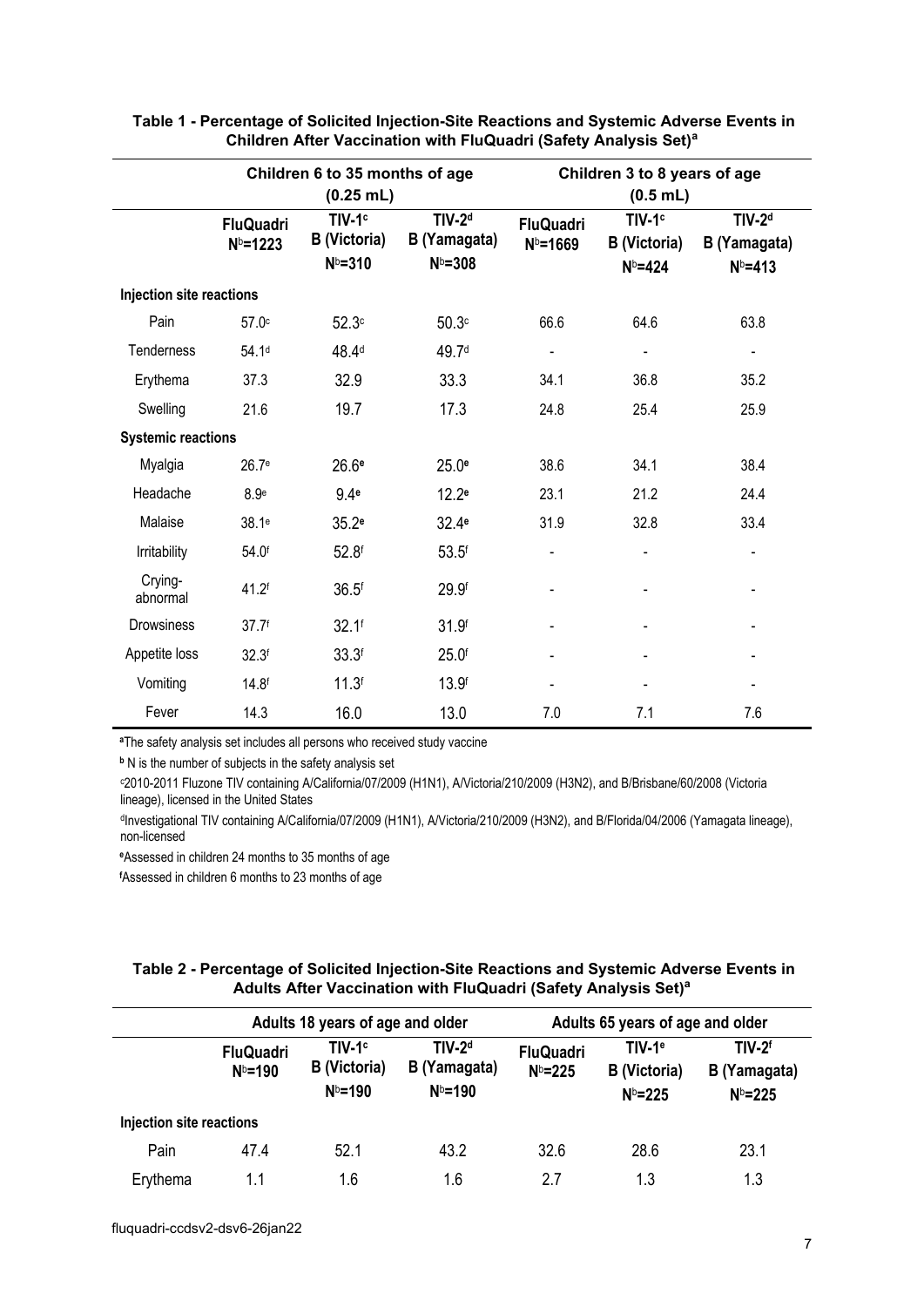**Table 1 - Percentage of Solicited Injection-Site Reactions and Systemic Adverse Events in Children After Vaccination with FluQuadri (Safety Analysis Set)[a]**

| | Children 6 to 35 months of age (0.25 mL) | | | Children 3 to 8 years of age (0.5 mL) | | |
|---|---|---|---|---|---|---|
| | FluQuadri N[b]=1223 | TIV-1[c] B (Victoria) N[b]=310 | TIV-2[d] B (Yamagata) N[b]=308 | FluQuadri N[b]=1669 | TIV-1[c] B (Victoria) N[b]=424 | TIV-2[d] B (Yamagata) N[b]=413 |
| **Injection site reactions** | | | | | | |
| Pain | 57.0[c] | 52.3[c] | 50.3[c] | 66.6 | 64.6 | 63.8 |
| Tenderness | 54.1[d] | 48.4[d] | 49.7[d] | - | - | - |
| Erythema | 37.3 | 32.9 | 33.3 | 34.1 | 36.8 | 35.2 |
| Swelling | 21.6 | 19.7 | 17.3 | 24.8 | 25.4 | 25.9 |
| **Systemic reactions** | | | | | | |
| Myalgia | 26.7[e] | 26.6[e] | 25.0[e] | 38.6 | 34.1 | 38.4 |
| Headache | 8.9[e] | 9.4[e] | 12.2[e] | 23.1 | 21.2 | 24.4 |
| Malaise | 38.1[e] | 35.2[e] | 32.4[e] | 31.9 | 32.8 | 33.4 |
| Irritability | 54.0[f] | 52.8[f] | 53.5[f] | - | - | - |
| Crying-abnormal | 41.2[f] | 36.5[f] | 29.9[f] | - | - | - |
| Drowsiness | 37.7[f] | 32.1[f] | 31.9[f] | - | - | - |
| Appetite loss | 32.3[f] | 33.3[f] | 25.0[f] | - | - | - |
| Vomiting | 14.8[f] | 11.3[f] | 13.9[f] | - | - | - |
| Fever | 14.3 | 16.0 | 13.0 | 7.0 | 7.1 | 7.6 |

[a]The safety analysis set includes all persons who received study vaccine

[b] N is the number of subjects in the safety analysis set

[c]2010-2011 Fluzone TIV containing A/California/07/2009 (H1N1), A/Victoria/210/2009 (H3N2), and B/Brisbane/60/2008 (Victoria lineage), licensed in the United States

[d]Investigational TIV containing A/California/07/2009 (H1N1), A/Victoria/210/2009 (H3N2), and B/Florida/04/2006 (Yamagata lineage), non-licensed

[e]Assessed in children 24 months to 35 months of age

[f]Assessed in children 6 months to 23 months of age

**Table 2 - Percentage of Solicited Injection-Site Reactions and Systemic Adverse Events in Adults After Vaccination with FluQuadri (Safety Analysis Set)[a]**

| | Adults 18 years of age and older | | | Adults 65 years of age and older | | |
|---|---|---|---|---|---|---|
| | FluQuadri N[b]=190 | TIV-1[c] B (Victoria) N[b]=190 | TIV-2[d] B (Yamagata) N[b]=190 | FluQuadri N[b]=225 | TIV-1[e] B (Victoria) N[b]=225 | TIV-2[f] B (Yamagata) N[b]=225 |
| **Injection site reactions** | | | | | | |
| Pain | 47.4 | 52.1 | 43.2 | 32.6 | 28.6 | 23.1 |
| Erythema | 1.1 | 1.6 | 1.6 | 2.7 | 1.3 | 1.3 |

fluquadri-ccdsv2-dsv6-26jan22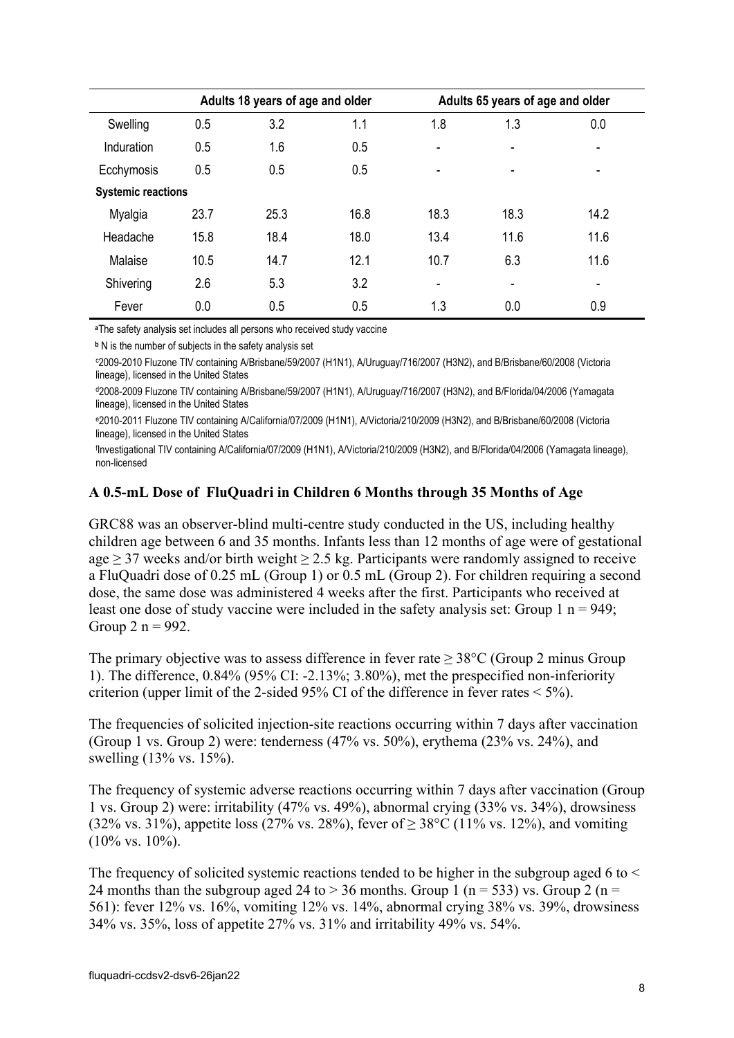| | Adults 18 years of age and older | | | Adults 65 years of age and older | | |
|---|---|---|---|---|---|---|
| Swelling | 0.5 | 3.2 | 1.1 | 1.8 | 1.3 | 0.0 |
| Induration | 0.5 | 1.6 | 0.5 | - | - | - |
| Ecchymosis | 0.5 | 0.5 | 0.5 | - | - | - |
| **Systemic reactions** | | | | | | |
| Myalgia | 23.7 | 25.3 | 16.8 | 18.3 | 18.3 | 14.2 |
| Headache | 15.8 | 18.4 | 18.0 | 13.4 | 11.6 | 11.6 |
| Malaise | 10.5 | 14.7 | 12.1 | 10.7 | 6.3 | 11.6 |
| Shivering | 2.6 | 5.3 | 3.2 | - | - | - |
| Fever | 0.0 | 0.5 | 0.5 | 1.3 | 0.0 | 0.9 |

[a]The safety analysis set includes all persons who received study vaccine

[b] N is the number of subjects in the safety analysis set

[c]2009-2010 Fluzone TIV containing A/Brisbane/59/2007 (H1N1), A/Uruguay/716/2007 (H3N2), and B/Brisbane/60/2008 (Victoria lineage), licensed in the United States

[d]2008-2009 Fluzone TIV containing A/Brisbane/59/2007 (H1N1), A/Uruguay/716/2007 (H3N2), and B/Florida/04/2006 (Yamagata lineage), licensed in the United States

[e]2010-2011 Fluzone TIV containing A/California/07/2009 (H1N1), A/Victoria/210/2009 (H3N2), and B/Brisbane/60/2008 (Victoria lineage), licensed in the United States

[f]Investigational TIV containing A/California/07/2009 (H1N1), A/Victoria/210/2009 (H3N2), and B/Florida/04/2006 (Yamagata lineage), non-licensed

### A 0.5-mL Dose of FluQuadri in Children 6 Months through 35 Months of Age

GRC88 was an observer-blind multi-centre study conducted in the US, including healthy children age between 6 and 35 months. Infants less than 12 months of age were of gestational age ≥ 37 weeks and/or birth weight ≥ 2.5 kg. Participants were randomly assigned to receive a FluQuadri dose of 0.25 mL (Group 1) or 0.5 mL (Group 2). For children requiring a second dose, the same dose was administered 4 weeks after the first. Participants who received at least one dose of study vaccine were included in the safety analysis set: Group 1 n = 949; Group 2 n = 992.

The primary objective was to assess difference in fever rate ≥ 38°C (Group 2 minus Group 1). The difference, 0.84% (95% CI: -2.13%; 3.80%), met the prespecified non-inferiority criterion (upper limit of the 2-sided 95% CI of the difference in fever rates < 5%).

The frequencies of solicited injection-site reactions occurring within 7 days after vaccination (Group 1 vs. Group 2) were: tenderness (47% vs. 50%), erythema (23% vs. 24%), and swelling (13% vs. 15%).

The frequency of systemic adverse reactions occurring within 7 days after vaccination (Group 1 vs. Group 2) were: irritability (47% vs. 49%), abnormal crying (33% vs. 34%), drowsiness (32% vs. 31%), appetite loss (27% vs. 28%), fever of ≥ 38°C (11% vs. 12%), and vomiting (10% vs. 10%).

The frequency of solicited systemic reactions tended to be higher in the subgroup aged 6 to < 24 months than the subgroup aged 24 to > 36 months. Group 1 (n = 533) vs. Group 2 (n = 561): fever 12% vs. 16%, vomiting 12% vs. 14%, abnormal crying 38% vs. 39%, drowsiness 34% vs. 35%, loss of appetite 27% vs. 31% and irritability 49% vs. 54%.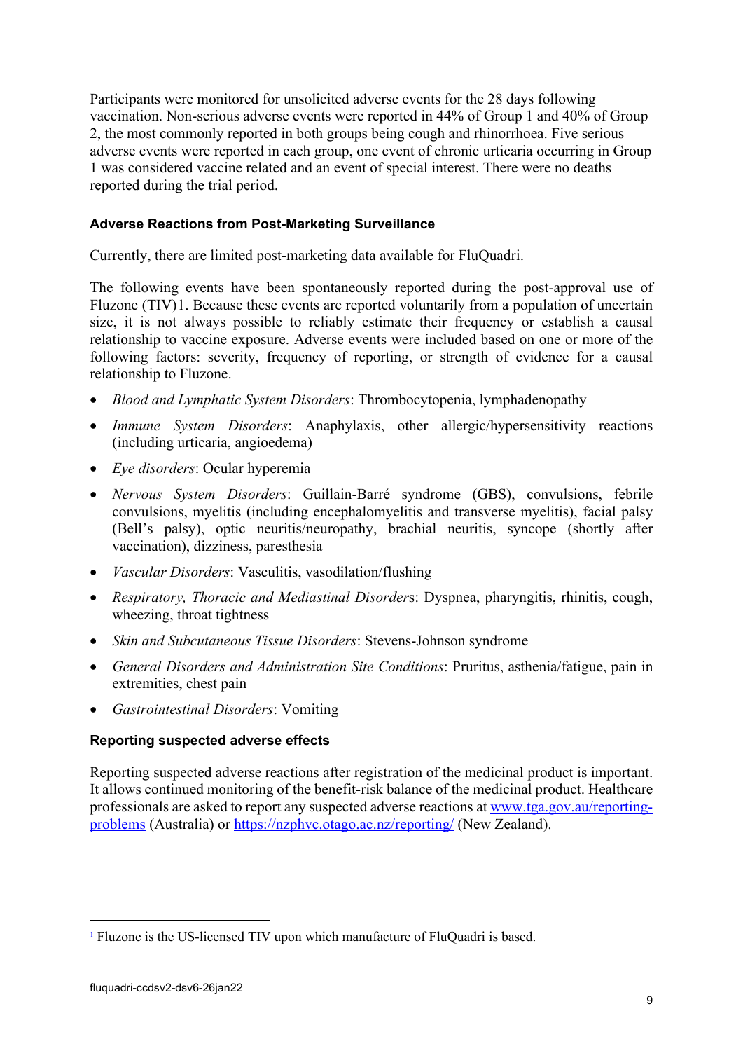Participants were monitored for unsolicited adverse events for the 28 days following vaccination. Non-serious adverse events were reported in 44% of Group 1 and 40% of Group 2, the most commonly reported in both groups being cough and rhinorrhoea. Five serious adverse events were reported in each group, one event of chronic urticaria occurring in Group 1 was considered vaccine related and an event of special interest. There were no deaths reported during the trial period.

### Adverse Reactions from Post-Marketing Surveillance

Currently, there are limited post-marketing data available for FluQuadri.

The following events have been spontaneously reported during the post-approval use of Fluzone (TIV)[1]. Because these events are reported voluntarily from a population of uncertain size, it is not always possible to reliably estimate their frequency or establish a causal relationship to vaccine exposure. Adverse events were included based on one or more of the following factors: severity, frequency of reporting, or strength of evidence for a causal relationship to Fluzone.

- *Blood and Lymphatic System Disorders*: Thrombocytopenia, lymphadenopathy
- *Immune System Disorders*: Anaphylaxis, other allergic/hypersensitivity reactions (including urticaria, angioedema)
- *Eye disorders*: Ocular hyperemia
- *Nervous System Disorders*: Guillain-Barré syndrome (GBS), convulsions, febrile convulsions, myelitis (including encephalomyelitis and transverse myelitis), facial palsy (Bell's palsy), optic neuritis/neuropathy, brachial neuritis, syncope (shortly after vaccination), dizziness, paresthesia
- *Vascular Disorders*: Vasculitis, vasodilation/flushing
- *Respiratory, Thoracic and Mediastinal Disorders*: Dyspnea, pharyngitis, rhinitis, cough, wheezing, throat tightness
- *Skin and Subcutaneous Tissue Disorders*: Stevens-Johnson syndrome
- *General Disorders and Administration Site Conditions*: Pruritus, asthenia/fatigue, pain in extremities, chest pain
- *Gastrointestinal Disorders*: Vomiting

### Reporting suspected adverse effects

Reporting suspected adverse reactions after registration of the medicinal product is important. It allows continued monitoring of the benefit-risk balance of the medicinal product. Healthcare professionals are asked to report any suspected adverse reactions at [www.tga.gov.au/reporting-problems](http://www.tga.gov.au/reporting-problems) (Australia) or [https://nzphvc.otago.ac.nz/reporting/](https://nzphvc.otago.ac.nz/reporting/) (New Zealand).

---

[1] Fluzone is the US-licensed TIV upon which manufacture of FluQuadri is based.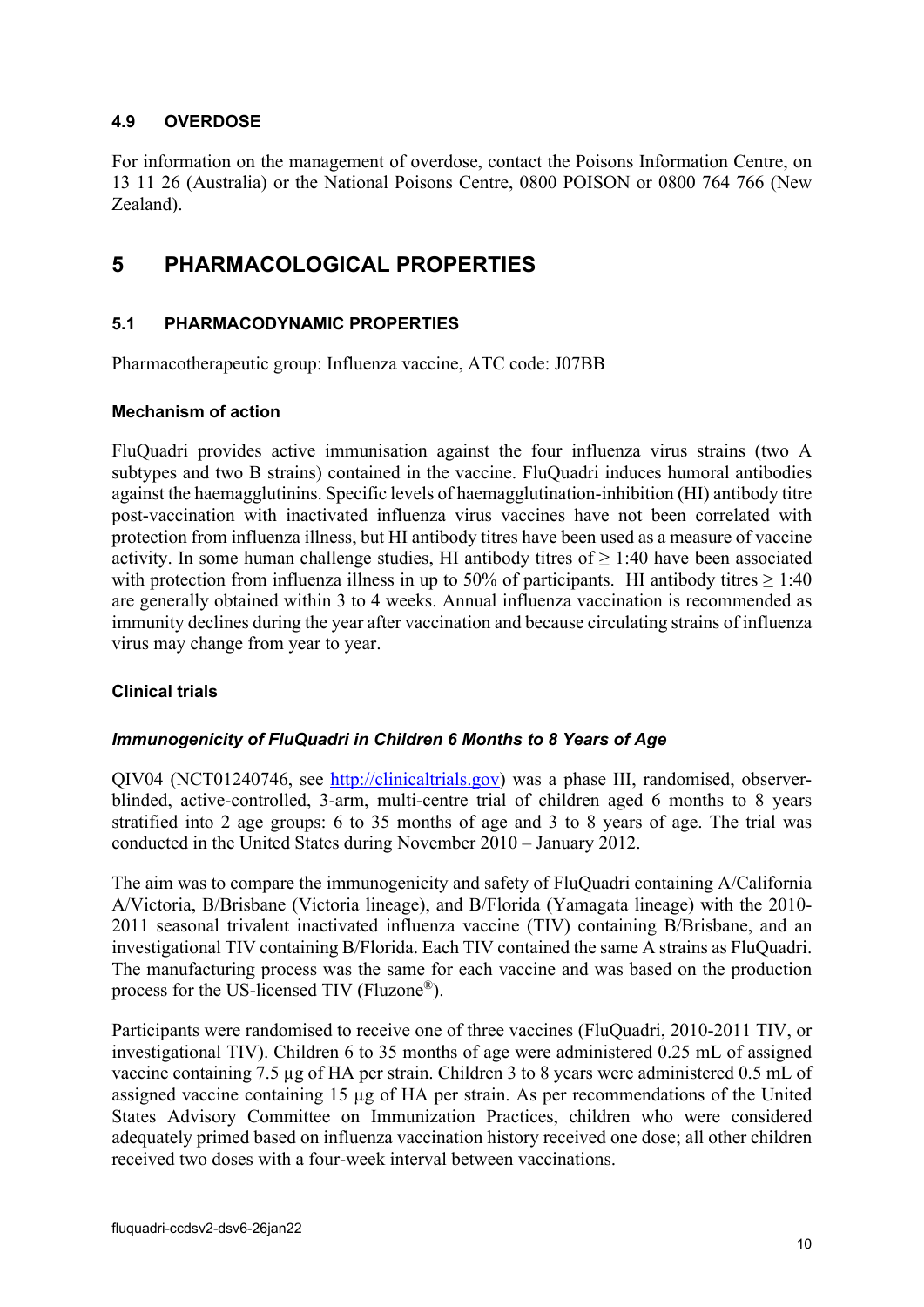### 4.9 OVERDOSE

For information on the management of overdose, contact the Poisons Information Centre, on 13 11 26 (Australia) or the National Poisons Centre, 0800 POISON or 0800 764 766 (New Zealand).

# 5 PHARMACOLOGICAL PROPERTIES

### 5.1 PHARMACODYNAMIC PROPERTIES

Pharmacotherapeutic group: Influenza vaccine, ATC code: J07BB

#### Mechanism of action

FluQuadri provides active immunisation against the four influenza virus strains (two A subtypes and two B strains) contained in the vaccine. FluQuadri induces humoral antibodies against the haemagglutinins. Specific levels of haemagglutination-inhibition (HI) antibody titre post-vaccination with inactivated influenza virus vaccines have not been correlated with protection from influenza illness, but HI antibody titres have been used as a measure of vaccine activity. In some human challenge studies, HI antibody titres of ≥ 1:40 have been associated with protection from influenza illness in up to 50% of participants. HI antibody titres ≥ 1:40 are generally obtained within 3 to 4 weeks. Annual influenza vaccination is recommended as immunity declines during the year after vaccination and because circulating strains of influenza virus may change from year to year.

#### Clinical trials

#### *Immunogenicity of FluQuadri in Children 6 Months to 8 Years of Age*

QIV04 (NCT01240746, see http://clinicaltrials.gov) was a phase III, randomised, observer-blinded, active-controlled, 3-arm, multi-centre trial of children aged 6 months to 8 years stratified into 2 age groups: 6 to 35 months of age and 3 to 8 years of age. The trial was conducted in the United States during November 2010 – January 2012.

The aim was to compare the immunogenicity and safety of FluQuadri containing A/California A/Victoria, B/Brisbane (Victoria lineage), and B/Florida (Yamagata lineage) with the 2010-2011 seasonal trivalent inactivated influenza vaccine (TIV) containing B/Brisbane, and an investigational TIV containing B/Florida. Each TIV contained the same A strains as FluQuadri. The manufacturing process was the same for each vaccine and was based on the production process for the US-licensed TIV (Fluzone®).

Participants were randomised to receive one of three vaccines (FluQuadri, 2010-2011 TIV, or investigational TIV). Children 6 to 35 months of age were administered 0.25 mL of assigned vaccine containing 7.5 µg of HA per strain. Children 3 to 8 years were administered 0.5 mL of assigned vaccine containing 15 µg of HA per strain. As per recommendations of the United States Advisory Committee on Immunization Practices, children who were considered adequately primed based on influenza vaccination history received one dose; all other children received two doses with a four-week interval between vaccinations.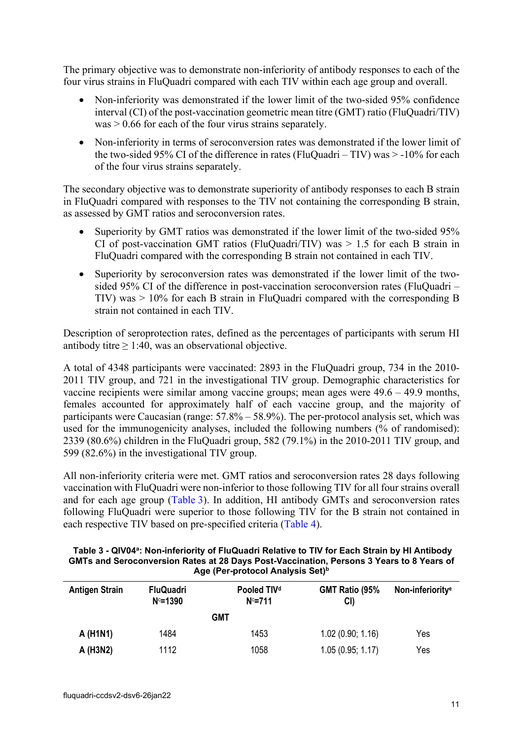The primary objective was to demonstrate non-inferiority of antibody responses to each of the four virus strains in FluQuadri compared with each TIV within each age group and overall.

- Non-inferiority was demonstrated if the lower limit of the two-sided 95% confidence interval (CI) of the post-vaccination geometric mean titre (GMT) ratio (FluQuadri/TIV) was > 0.66 for each of the four virus strains separately.
- Non-inferiority in terms of seroconversion rates was demonstrated if the lower limit of the two-sided 95% CI of the difference in rates (FluQuadri – TIV) was > -10% for each of the four virus strains separately.

The secondary objective was to demonstrate superiority of antibody responses to each B strain in FluQuadri compared with responses to the TIV not containing the corresponding B strain, as assessed by GMT ratios and seroconversion rates.

- Superiority by GMT ratios was demonstrated if the lower limit of the two-sided 95% CI of post-vaccination GMT ratios (FluQuadri/TIV) was > 1.5 for each B strain in FluQuadri compared with the corresponding B strain not contained in each TIV.
- Superiority by seroconversion rates was demonstrated if the lower limit of the two-sided 95% CI of the difference in post-vaccination seroconversion rates (FluQuadri – TIV) was > 10% for each B strain in FluQuadri compared with the corresponding B strain not contained in each TIV.

Description of seroprotection rates, defined as the percentages of participants with serum HI antibody titre ≥ 1:40, was an observational objective.

A total of 4348 participants were vaccinated: 2893 in the FluQuadri group, 734 in the 2010-2011 TIV group, and 721 in the investigational TIV group. Demographic characteristics for vaccine recipients were similar among vaccine groups; mean ages were 49.6 – 49.9 months, females accounted for approximately half of each vaccine group, and the majority of participants were Caucasian (range: 57.8% – 58.9%). The per-protocol analysis set, which was used for the immunogenicity analyses, included the following numbers (% of randomised): 2339 (80.6%) children in the FluQuadri group, 582 (79.1%) in the 2010-2011 TIV group, and 599 (82.6%) in the investigational TIV group.

All non-inferiority criteria were met. GMT ratios and seroconversion rates 28 days following vaccination with FluQuadri were non-inferior to those following TIV for all four strains overall and for each age group (Table 3). In addition, HI antibody GMTs and seroconversion rates following FluQuadri were superior to those following TIV for the B strain not contained in each respective TIV based on pre-specified criteria (Table 4).

**Table 3 - QIV04[a]: Non-inferiority of FluQuadri Relative to TIV for Each Strain by HI Antibody GMTs and Seroconversion Rates at 28 Days Post-Vaccination, Persons 3 Years to 8 Years of Age (Per-protocol Analysis Set)[b]**

| Antigen Strain | FluQuadri N[c]=1390 | Pooled TIV[d] N[c]=711 | GMT Ratio (95% CI) | Non-inferiority[e] |
|---|---|---|---|---|
| | | GMT | | |
| **A (H1N1)** | 1484 | 1453 | 1.02 (0.90; 1.16) | Yes |
| **A (H3N2)** | 1112 | 1058 | 1.05 (0.95; 1.17) | Yes |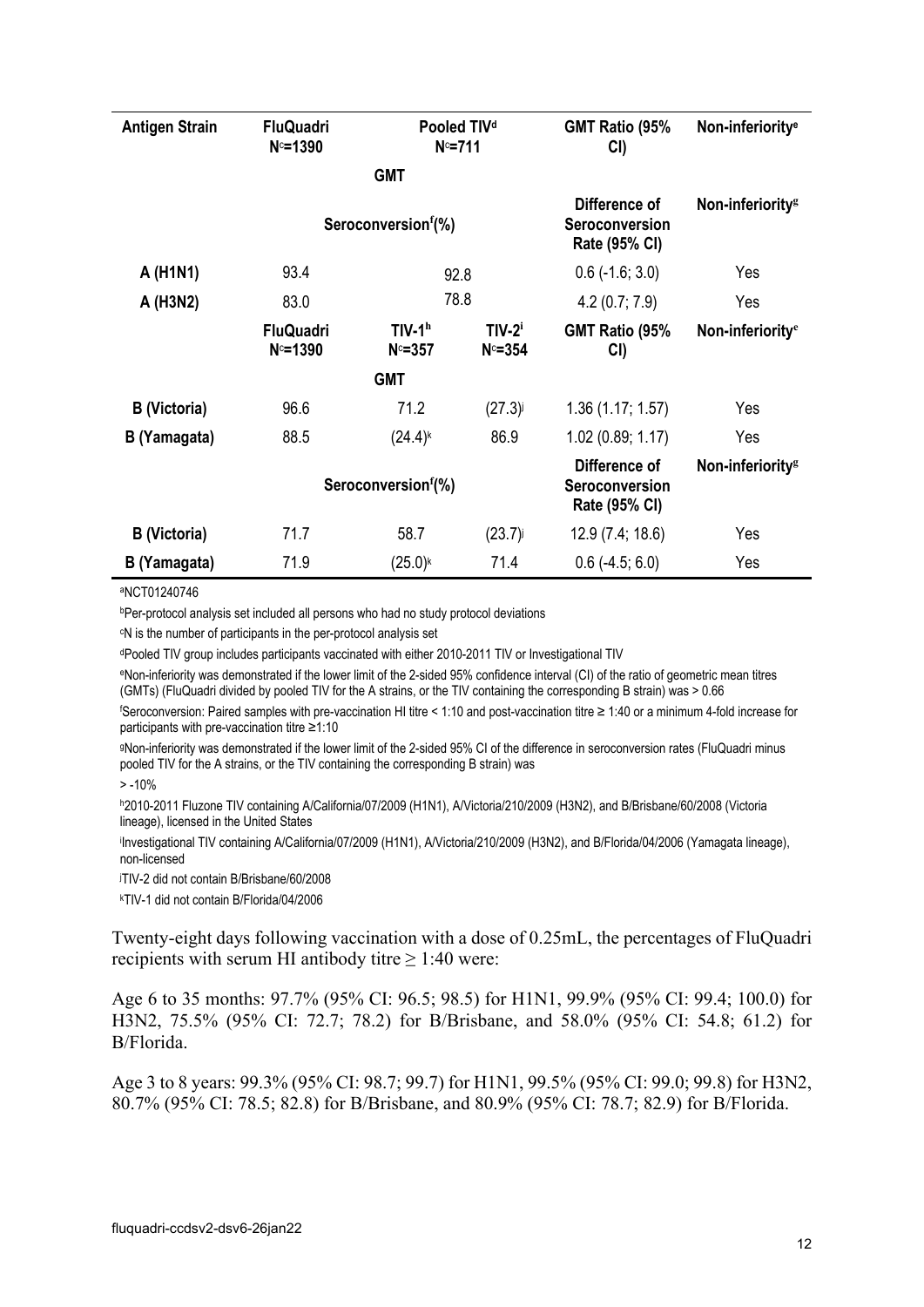| Antigen Strain | FluQuadri N[c]=1390 | Pooled TIV[d] N[c]=711 | | GMT Ratio (95% CI) | Non-inferiority[e] |
|---|---|---|---|---|---|
| | | GMT | | | |
| | | Seroconversion[f](%) | | Difference of Seroconversion Rate (95% CI) | Non-inferiority[g] |
| A (H1N1) | 93.4 | 92.8 | | 0.6 (-1.6; 3.0) | Yes |
| A (H3N2) | 83.0 | 78.8 | | 4.2 (0.7; 7.9) | Yes |
| | FluQuadri N[c]=1390 | TIV-1[h] N[c]=357 | TIV-2[i] N[c]=354 | GMT Ratio (95% CI) | Non-inferiority[e] |
| | | GMT | | | |
| B (Victoria) | 96.6 | 71.2 | (27.3)[j] | 1.36 (1.17; 1.57) | Yes |
| B (Yamagata) | 88.5 | (24.4)[k] | 86.9 | 1.02 (0.89; 1.17) | Yes |
| | | Seroconversion[f](%) | | Difference of Seroconversion Rate (95% CI) | Non-inferiority[g] |
| B (Victoria) | 71.7 | 58.7 | (23.7)[j] | 12.9 (7.4; 18.6) | Yes |
| B (Yamagata) | 71.9 | (25.0)[k] | 71.4 | 0.6 (-4.5; 6.0) | Yes |

[a]NCT01240746

[b]Per-protocol analysis set included all persons who had no study protocol deviations

[c]N is the number of participants in the per-protocol analysis set

[d]Pooled TIV group includes participants vaccinated with either 2010-2011 TIV or Investigational TIV

[e]Non-inferiority was demonstrated if the lower limit of the 2-sided 95% confidence interval (CI) of the ratio of geometric mean titres (GMTs) (FluQuadri divided by pooled TIV for the A strains, or the TIV containing the corresponding B strain) was > 0.66

[f]Seroconversion: Paired samples with pre-vaccination HI titre < 1:10 and post-vaccination titre ≥ 1:40 or a minimum 4-fold increase for participants with pre-vaccination titre ≥1:10

[g]Non-inferiority was demonstrated if the lower limit of the 2-sided 95% CI of the difference in seroconversion rates (FluQuadri minus pooled TIV for the A strains, or the TIV containing the corresponding B strain) was

> -10%

[h]2010-2011 Fluzone TIV containing A/California/07/2009 (H1N1), A/Victoria/210/2009 (H3N2), and B/Brisbane/60/2008 (Victoria lineage), licensed in the United States

[i]Investigational TIV containing A/California/07/2009 (H1N1), A/Victoria/210/2009 (H3N2), and B/Florida/04/2006 (Yamagata lineage), non-licensed

[j]TIV-2 did not contain B/Brisbane/60/2008

[k]TIV-1 did not contain B/Florida/04/2006

Twenty-eight days following vaccination with a dose of 0.25mL, the percentages of FluQuadri recipients with serum HI antibody titre ≥ 1:40 were:

Age 6 to 35 months: 97.7% (95% CI: 96.5; 98.5) for H1N1, 99.9% (95% CI: 99.4; 100.0) for H3N2, 75.5% (95% CI: 72.7; 78.2) for B/Brisbane, and 58.0% (95% CI: 54.8; 61.2) for B/Florida.

Age 3 to 8 years: 99.3% (95% CI: 98.7; 99.7) for H1N1, 99.5% (95% CI: 99.0; 99.8) for H3N2, 80.7% (95% CI: 78.5; 82.8) for B/Brisbane, and 80.9% (95% CI: 78.7; 82.9) for B/Florida.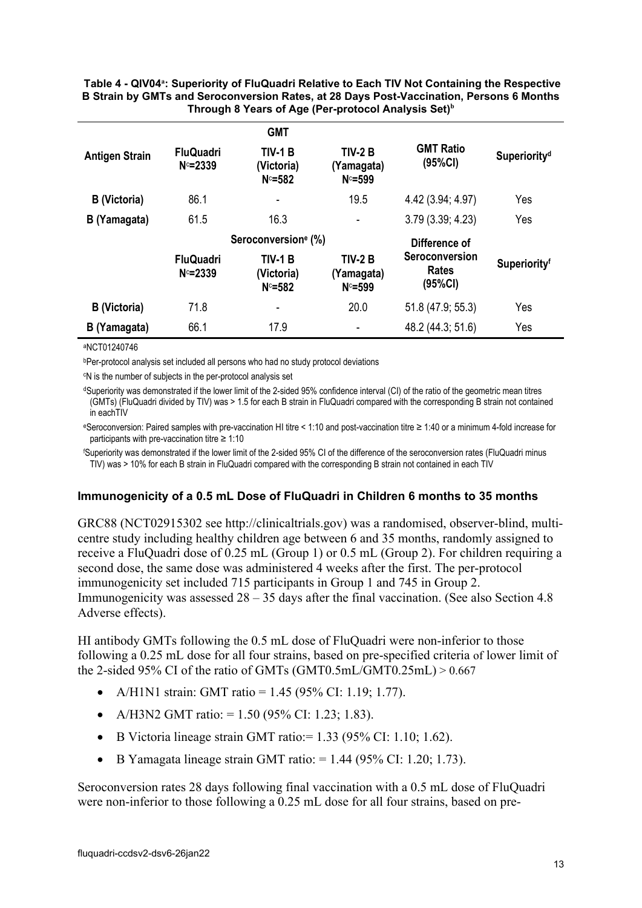**Table 4 - QIV04[a]: Superiority of FluQuadri Relative to Each TIV Not Containing the Respective B Strain by GMTs and Seroconversion Rates, at 28 Days Post-Vaccination, Persons 6 Months Through 8 Years of Age (Per-protocol Analysis Set)[b]**

| | GMT | | | | |
|---|---|---|---|---|---|
| **Antigen Strain** | **FluQuadri N[c]=2339** | **TIV-1 B (Victoria) N[c]=582** | **TIV-2 B (Yamagata) N[c]=599** | **GMT Ratio (95%CI)** | **Superiority[d]** |
| **B (Victoria)** | 86.1 | - | 19.5 | 4.42 (3.94; 4.97) | Yes |
| **B (Yamagata)** | 61.5 | 16.3 | - | 3.79 (3.39; 4.23) | Yes |
| | **Seroconversion[e] (%)** | | | **Difference of Seroconversion Rates (95%CI)** | **Superiority[f]** |
| | **FluQuadri N[c]=2339** | **TIV-1 B (Victoria) N[c]=582** | **TIV-2 B (Yamagata) N[c]=599** | | |
| **B (Victoria)** | 71.8 | - | 20.0 | 51.8 (47.9; 55.3) | Yes |
| **B (Yamagata)** | 66.1 | 17.9 | - | 48.2 (44.3; 51.6) | Yes |

[a]NCT01240746

[b]Per-protocol analysis set included all persons who had no study protocol deviations

[c]N is the number of subjects in the per-protocol analysis set

[d]Superiority was demonstrated if the lower limit of the 2-sided 95% confidence interval (CI) of the ratio of the geometric mean titres (GMTs) (FluQuadri divided by TIV) was > 1.5 for each B strain in FluQuadri compared with the corresponding B strain not contained in eachTIV

[e]Seroconversion: Paired samples with pre-vaccination HI titre < 1:10 and post-vaccination titre ≥ 1:40 or a minimum 4-fold increase for participants with pre-vaccination titre ≥ 1:10

[f]Superiority was demonstrated if the lower limit of the 2-sided 95% CI of the difference of the seroconversion rates (FluQuadri minus TIV) was > 10% for each B strain in FluQuadri compared with the corresponding B strain not contained in each TIV

### Immunogenicity of a 0.5 mL Dose of FluQuadri in Children 6 months to 35 months

GRC88 (NCT02915302 see http://clinicaltrials.gov) was a randomised, observer-blind, multi-centre study including healthy children age between 6 and 35 months, randomly assigned to receive a FluQuadri dose of 0.25 mL (Group 1) or 0.5 mL (Group 2). For children requiring a second dose, the same dose was administered 4 weeks after the first. The per-protocol immunogenicity set included 715 participants in Group 1 and 745 in Group 2. Immunogenicity was assessed 28 – 35 days after the final vaccination. (See also Section 4.8 Adverse effects).

HI antibody GMTs following the 0.5 mL dose of FluQuadri were non-inferior to those following a 0.25 mL dose for all four strains, based on pre-specified criteria of lower limit of the 2-sided 95% CI of the ratio of GMTs ($GMT_{0.5mL}/GMT_{0.25mL}$) > 0.667

- A/H1N1 strain: GMT ratio = 1.45 (95% CI: 1.19; 1.77).
- A/H3N2 GMT ratio: = 1.50 (95% CI: 1.23; 1.83).
- B Victoria lineage strain GMT ratio:= 1.33 (95% CI: 1.10; 1.62).
- B Yamagata lineage strain GMT ratio: = 1.44 (95% CI: 1.20; 1.73).

Seroconversion rates 28 days following final vaccination with a 0.5 mL dose of FluQuadri were non-inferior to those following a 0.25 mL dose for all four strains, based on pre-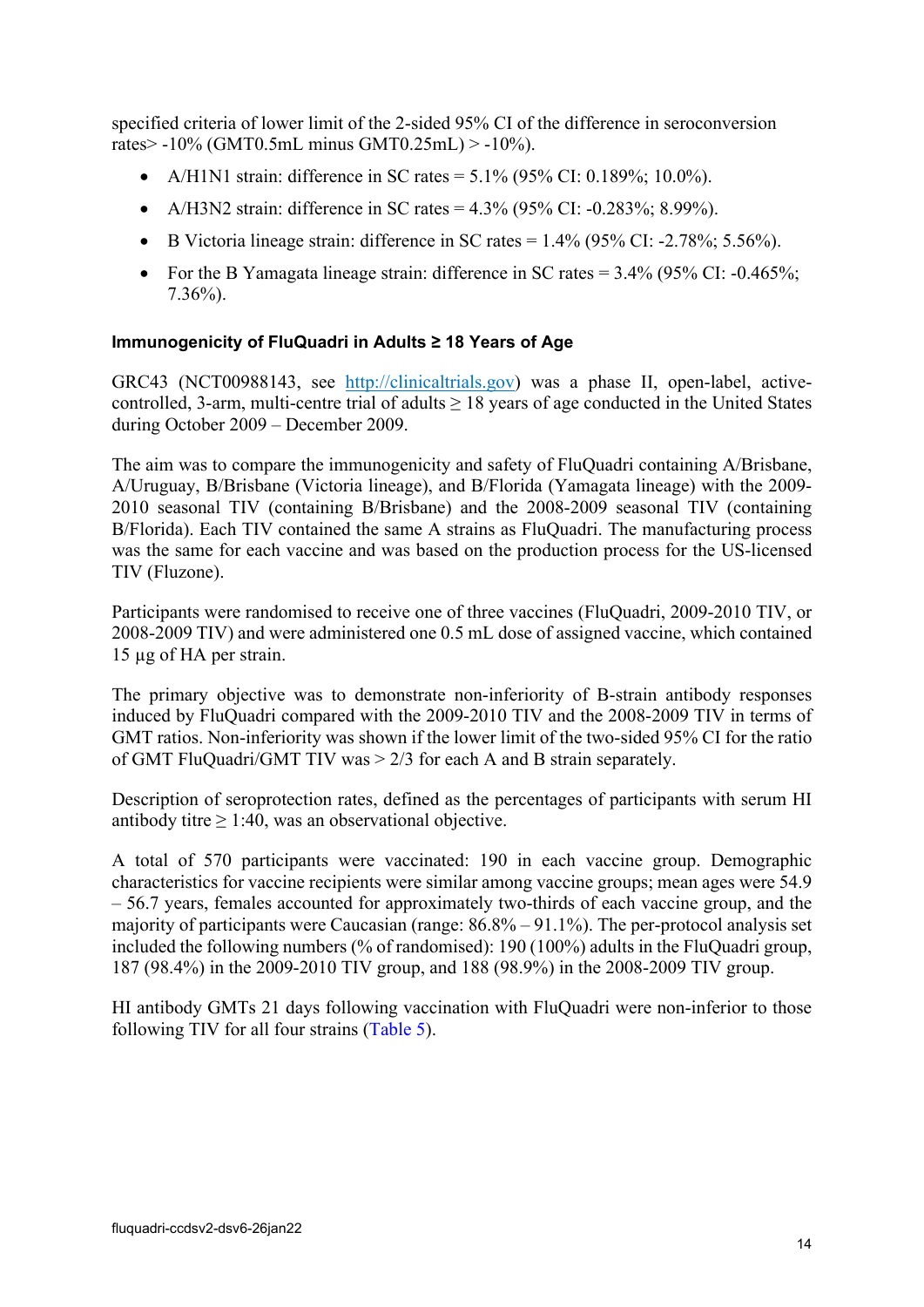specified criteria of lower limit of the 2-sided 95% CI of the difference in seroconversion rates> -10% (GMT0.5mL minus GMT0.25mL) > -10%).

- A/H1N1 strain: difference in SC rates = 5.1% (95% CI: 0.189%; 10.0%).
- A/H3N2 strain: difference in SC rates = 4.3% (95% CI: -0.283%; 8.99%).
- B Victoria lineage strain: difference in SC rates = 1.4% (95% CI: -2.78%; 5.56%).
- For the B Yamagata lineage strain: difference in SC rates = 3.4% (95% CI: -0.465%; 7.36%).

### Immunogenicity of FluQuadri in Adults ≥ 18 Years of Age

GRC43 (NCT00988143, see http://clinicaltrials.gov) was a phase II, open-label, active-controlled, 3-arm, multi-centre trial of adults ≥ 18 years of age conducted in the United States during October 2009 – December 2009.

The aim was to compare the immunogenicity and safety of FluQuadri containing A/Brisbane, A/Uruguay, B/Brisbane (Victoria lineage), and B/Florida (Yamagata lineage) with the 2009-2010 seasonal TIV (containing B/Brisbane) and the 2008-2009 seasonal TIV (containing B/Florida). Each TIV contained the same A strains as FluQuadri. The manufacturing process was the same for each vaccine and was based on the production process for the US-licensed TIV (Fluzone).

Participants were randomised to receive one of three vaccines (FluQuadri, 2009-2010 TIV, or 2008-2009 TIV) and were administered one 0.5 mL dose of assigned vaccine, which contained 15 µg of HA per strain.

The primary objective was to demonstrate non-inferiority of B-strain antibody responses induced by FluQuadri compared with the 2009-2010 TIV and the 2008-2009 TIV in terms of GMT ratios. Non-inferiority was shown if the lower limit of the two-sided 95% CI for the ratio of GMT FluQuadri/GMT TIV was > 2/3 for each A and B strain separately.

Description of seroprotection rates, defined as the percentages of participants with serum HI antibody titre ≥ 1:40, was an observational objective.

A total of 570 participants were vaccinated: 190 in each vaccine group. Demographic characteristics for vaccine recipients were similar among vaccine groups; mean ages were 54.9 – 56.7 years, females accounted for approximately two-thirds of each vaccine group, and the majority of participants were Caucasian (range: 86.8% – 91.1%). The per-protocol analysis set included the following numbers (% of randomised): 190 (100%) adults in the FluQuadri group, 187 (98.4%) in the 2009-2010 TIV group, and 188 (98.9%) in the 2008-2009 TIV group.

HI antibody GMTs 21 days following vaccination with FluQuadri were non-inferior to those following TIV for all four strains (Table 5).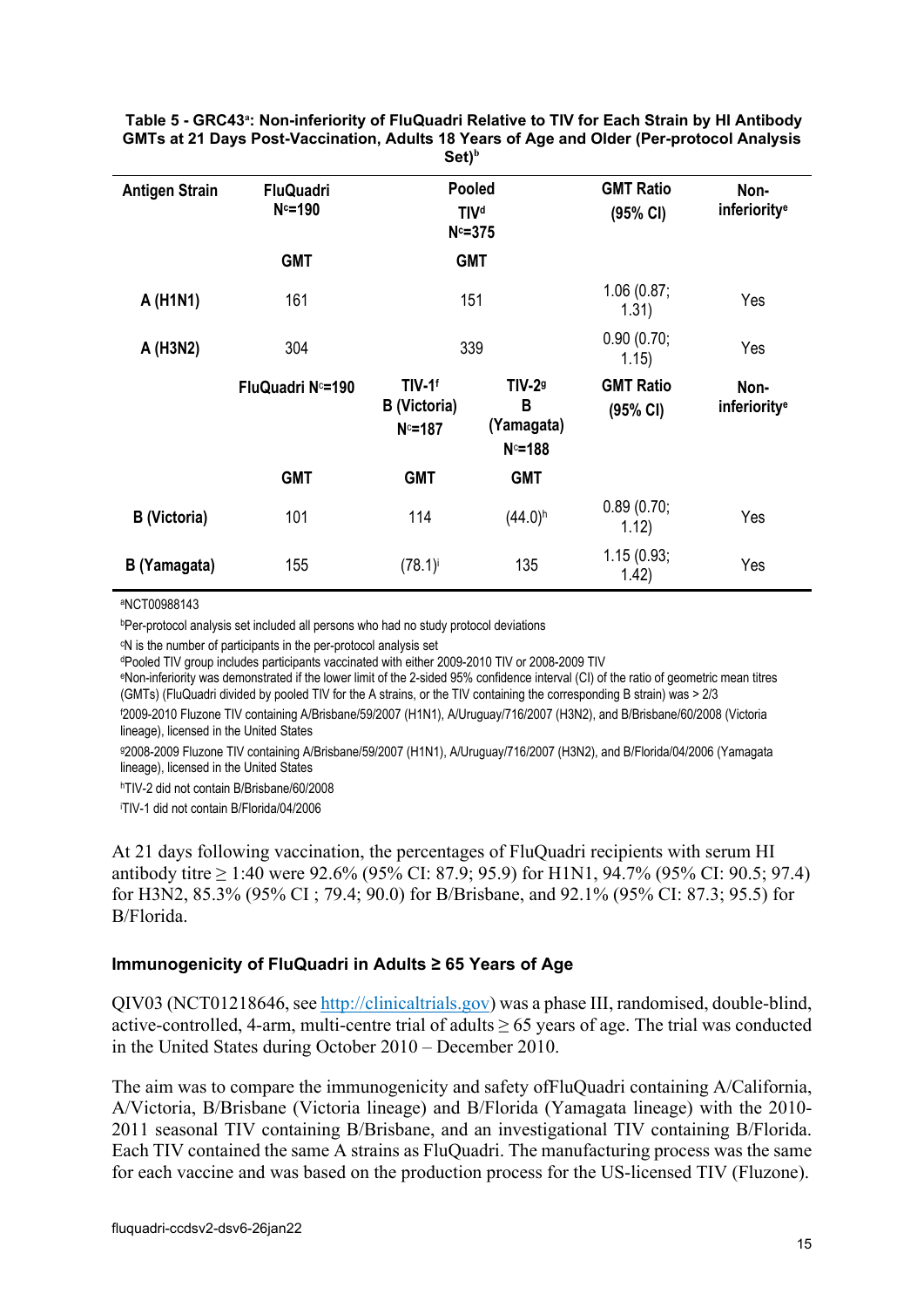**Table 5 - GRC43[a]: Non-inferiority of FluQuadri Relative to TIV for Each Strain by HI Antibody GMTs at 21 Days Post-Vaccination, Adults 18 Years of Age and Older (Per-protocol Analysis Set)[b]**

| Antigen Strain | FluQuadri N[c]=190 | Pooled TIV[d] N[c]=375 | | GMT Ratio (95% CI) | Non-inferiority[e] |
|---|---|---|---|---|---|
| | GMT | GMT | | | |
| A (H1N1) | 161 | 151 | | 1.06 (0.87; 1.31) | Yes |
| A (H3N2) | 304 | 339 | | 0.90 (0.70; 1.15) | Yes |
| | FluQuadri N[c]=190 | TIV-1[f] B (Victoria) N[c]=187 | TIV-2[g] B (Yamagata) N[c]=188 | GMT Ratio (95% CI) | Non-inferiority[e] |
| | GMT | GMT | GMT | | |
| B (Victoria) | 101 | 114 | (44.0)[h] | 0.89 (0.70; 1.12) | Yes |
| B (Yamagata) | 155 | (78.1)[i] | 135 | 1.15 (0.93; 1.42) | Yes |

[a]NCT00988143

[b]Per-protocol analysis set included all persons who had no study protocol deviations

[c]N is the number of participants in the per-protocol analysis set

[d]Pooled TIV group includes participants vaccinated with either 2009-2010 TIV or 2008-2009 TIV

[e]Non-inferiority was demonstrated if the lower limit of the 2-sided 95% confidence interval (CI) of the ratio of geometric mean titres (GMTs) (FluQuadri divided by pooled TIV for the A strains, or the TIV containing the corresponding B strain) was > 2/3

[f]2009-2010 Fluzone TIV containing A/Brisbane/59/2007 (H1N1), A/Uruguay/716/2007 (H3N2), and B/Brisbane/60/2008 (Victoria lineage), licensed in the United States

[g]2008-2009 Fluzone TIV containing A/Brisbane/59/2007 (H1N1), A/Uruguay/716/2007 (H3N2), and B/Florida/04/2006 (Yamagata lineage), licensed in the United States

[h]TIV-2 did not contain B/Brisbane/60/2008

[i]TIV-1 did not contain B/Florida/04/2006

At 21 days following vaccination, the percentages of FluQuadri recipients with serum HI antibody titre ≥ 1:40 were 92.6% (95% CI: 87.9; 95.9) for H1N1, 94.7% (95% CI: 90.5; 97.4) for H3N2, 85.3% (95% CI ; 79.4; 90.0) for B/Brisbane, and 92.1% (95% CI: 87.3; 95.5) for B/Florida.

### Immunogenicity of FluQuadri in Adults ≥ 65 Years of Age

QIV03 (NCT01218646, see http://clinicaltrials.gov) was a phase III, randomised, double-blind, active-controlled, 4-arm, multi-centre trial of adults ≥ 65 years of age. The trial was conducted in the United States during October 2010 – December 2010.

The aim was to compare the immunogenicity and safety ofFluQuadri containing A/California, A/Victoria, B/Brisbane (Victoria lineage) and B/Florida (Yamagata lineage) with the 2010-2011 seasonal TIV containing B/Brisbane, and an investigational TIV containing B/Florida. Each TIV contained the same A strains as FluQuadri. The manufacturing process was the same for each vaccine and was based on the production process for the US-licensed TIV (Fluzone).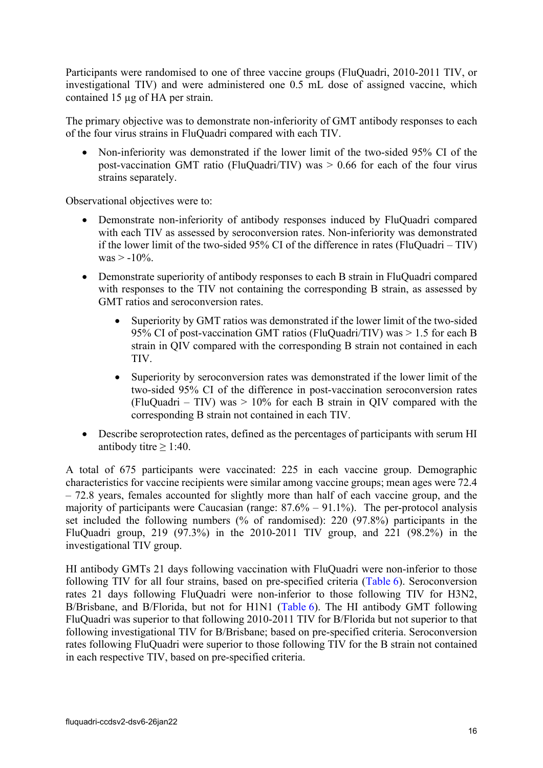Participants were randomised to one of three vaccine groups (FluQuadri, 2010-2011 TIV, or investigational TIV) and were administered one 0.5 mL dose of assigned vaccine, which contained 15 µg of HA per strain.

The primary objective was to demonstrate non-inferiority of GMT antibody responses to each of the four virus strains in FluQuadri compared with each TIV.

- Non-inferiority was demonstrated if the lower limit of the two-sided 95% CI of the post-vaccination GMT ratio (FluQuadri/TIV) was > 0.66 for each of the four virus strains separately.

Observational objectives were to:

- Demonstrate non-inferiority of antibody responses induced by FluQuadri compared with each TIV as assessed by seroconversion rates. Non-inferiority was demonstrated if the lower limit of the two-sided 95% CI of the difference in rates (FluQuadri – TIV) was > -10%.
- Demonstrate superiority of antibody responses to each B strain in FluQuadri compared with responses to the TIV not containing the corresponding B strain, as assessed by GMT ratios and seroconversion rates.
  - Superiority by GMT ratios was demonstrated if the lower limit of the two-sided 95% CI of post-vaccination GMT ratios (FluQuadri/TIV) was > 1.5 for each B strain in QIV compared with the corresponding B strain not contained in each TIV.
  - Superiority by seroconversion rates was demonstrated if the lower limit of the two-sided 95% CI of the difference in post-vaccination seroconversion rates (FluQuadri – TIV) was > 10% for each B strain in QIV compared with the corresponding B strain not contained in each TIV.
- Describe seroprotection rates, defined as the percentages of participants with serum HI antibody titre ≥ 1:40.

A total of 675 participants were vaccinated: 225 in each vaccine group. Demographic characteristics for vaccine recipients were similar among vaccine groups; mean ages were 72.4 – 72.8 years, females accounted for slightly more than half of each vaccine group, and the majority of participants were Caucasian (range: 87.6% – 91.1%). The per-protocol analysis set included the following numbers (% of randomised): 220 (97.8%) participants in the FluQuadri group, 219 (97.3%) in the 2010-2011 TIV group, and 221 (98.2%) in the investigational TIV group.

HI antibody GMTs 21 days following vaccination with FluQuadri were non-inferior to those following TIV for all four strains, based on pre-specified criteria (Table 6). Seroconversion rates 21 days following FluQuadri were non-inferior to those following TIV for H3N2, B/Brisbane, and B/Florida, but not for H1N1 (Table 6). The HI antibody GMT following FluQuadri was superior to that following 2010-2011 TIV for B/Florida but not superior to that following investigational TIV for B/Brisbane; based on pre-specified criteria. Seroconversion rates following FluQuadri were superior to those following TIV for the B strain not contained in each respective TIV, based on pre-specified criteria.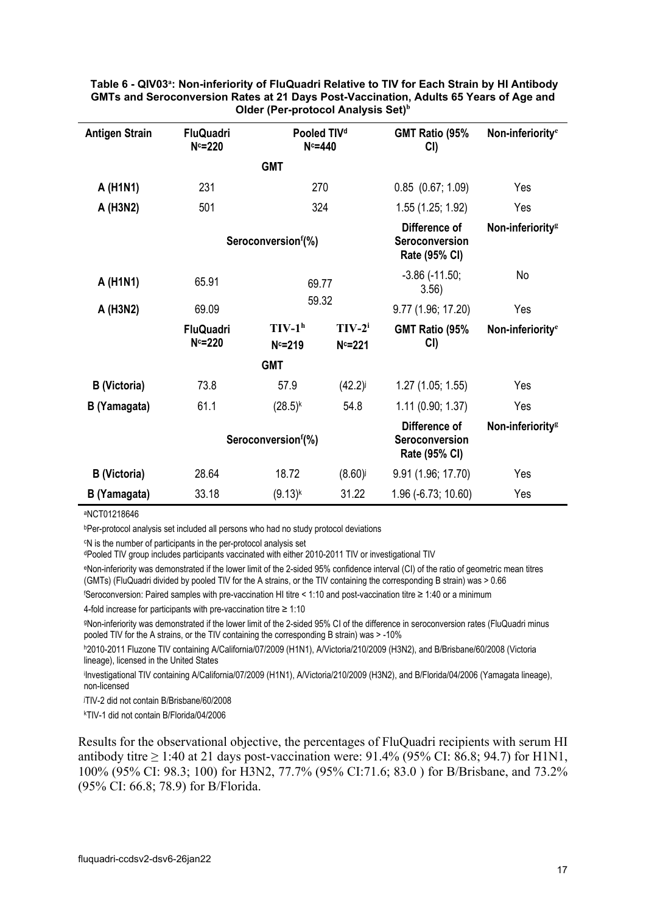**Table 6 - QIV03[a]: Non-inferiority of FluQuadri Relative to TIV for Each Strain by HI Antibody GMTs and Seroconversion Rates at 21 Days Post-Vaccination, Adults 65 Years of Age and Older (Per-protocol Analysis Set)[b]**

| Antigen Strain | FluQuadri N[c]=220 | Pooled TIV[d] N[c]=440 | | GMT Ratio (95% CI) | Non-inferiority[e] |
|---|---|---|---|---|---|
| | | **GMT** | | | |
| A (H1N1) | 231 | 270 | | 0.85 (0.67; 1.09) | Yes |
| A (H3N2) | 501 | 324 | | 1.55 (1.25; 1.92) | Yes |
| | | **Seroconversion[f](%)** | | **Difference of Seroconversion Rate (95% CI)** | **Non-inferiority[g]** |
| A (H1N1) | 65.91 | 69.77 | | -3.86 (-11.50; 3.56) | No |
| A (H3N2) | 69.09 | 59.32 | | 9.77 (1.96; 17.20) | Yes |
| | **FluQuadri N[c]=220** | **TIV-1[h] N[c]=219** | **TIV-2[i] N[c]=221** | **GMT Ratio (95% CI)** | **Non-inferiority[e]** |
| | | **GMT** | | | |
| B (Victoria) | 73.8 | 57.9 | (42.2)[j] | 1.27 (1.05; 1.55) | Yes |
| B (Yamagata) | 61.1 | (28.5)[k] | 54.8 | 1.11 (0.90; 1.37) | Yes |
| | | **Seroconversion[f](%)** | | **Difference of Seroconversion Rate (95% CI)** | **Non-inferiority[g]** |
| B (Victoria) | 28.64 | 18.72 | (8.60)[j] | 9.91 (1.96; 17.70) | Yes |
| B (Yamagata) | 33.18 | (9.13)[k] | 31.22 | 1.96 (-6.73; 10.60) | Yes |

[a]NCT01218646

[b]Per-protocol analysis set included all persons who had no study protocol deviations

[c]N is the number of participants in the per-protocol analysis set

[d]Pooled TIV group includes participants vaccinated with either 2010-2011 TIV or investigational TIV

[e]Non-inferiority was demonstrated if the lower limit of the 2-sided 95% confidence interval (CI) of the ratio of geometric mean titres (GMTs) (FluQuadri divided by pooled TIV for the A strains, or the TIV containing the corresponding B strain) was > 0.66

[f]Seroconversion: Paired samples with pre-vaccination HI titre < 1:10 and post-vaccination titre ≥ 1:40 or a minimum 4-fold increase for participants with pre-vaccination titre ≥ 1:10

[g]Non-inferiority was demonstrated if the lower limit of the 2-sided 95% CI of the difference in seroconversion rates (FluQuadri minus pooled TIV for the A strains, or the TIV containing the corresponding B strain) was > -10%

[h]2010-2011 Fluzone TIV containing A/California/07/2009 (H1N1), A/Victoria/210/2009 (H3N2), and B/Brisbane/60/2008 (Victoria lineage), licensed in the United States

[i]Investigational TIV containing A/California/07/2009 (H1N1), A/Victoria/210/2009 (H3N2), and B/Florida/04/2006 (Yamagata lineage), non-licensed

[j]TIV-2 did not contain B/Brisbane/60/2008

[k]TIV-1 did not contain B/Florida/04/2006

Results for the observational objective, the percentages of FluQuadri recipients with serum HI antibody titre ≥ 1:40 at 21 days post-vaccination were: 91.4% (95% CI: 86.8; 94.7) for H1N1, 100% (95% CI: 98.3; 100) for H3N2, 77.7% (95% CI:71.6; 83.0 ) for B/Brisbane, and 73.2% (95% CI: 66.8; 78.9) for B/Florida.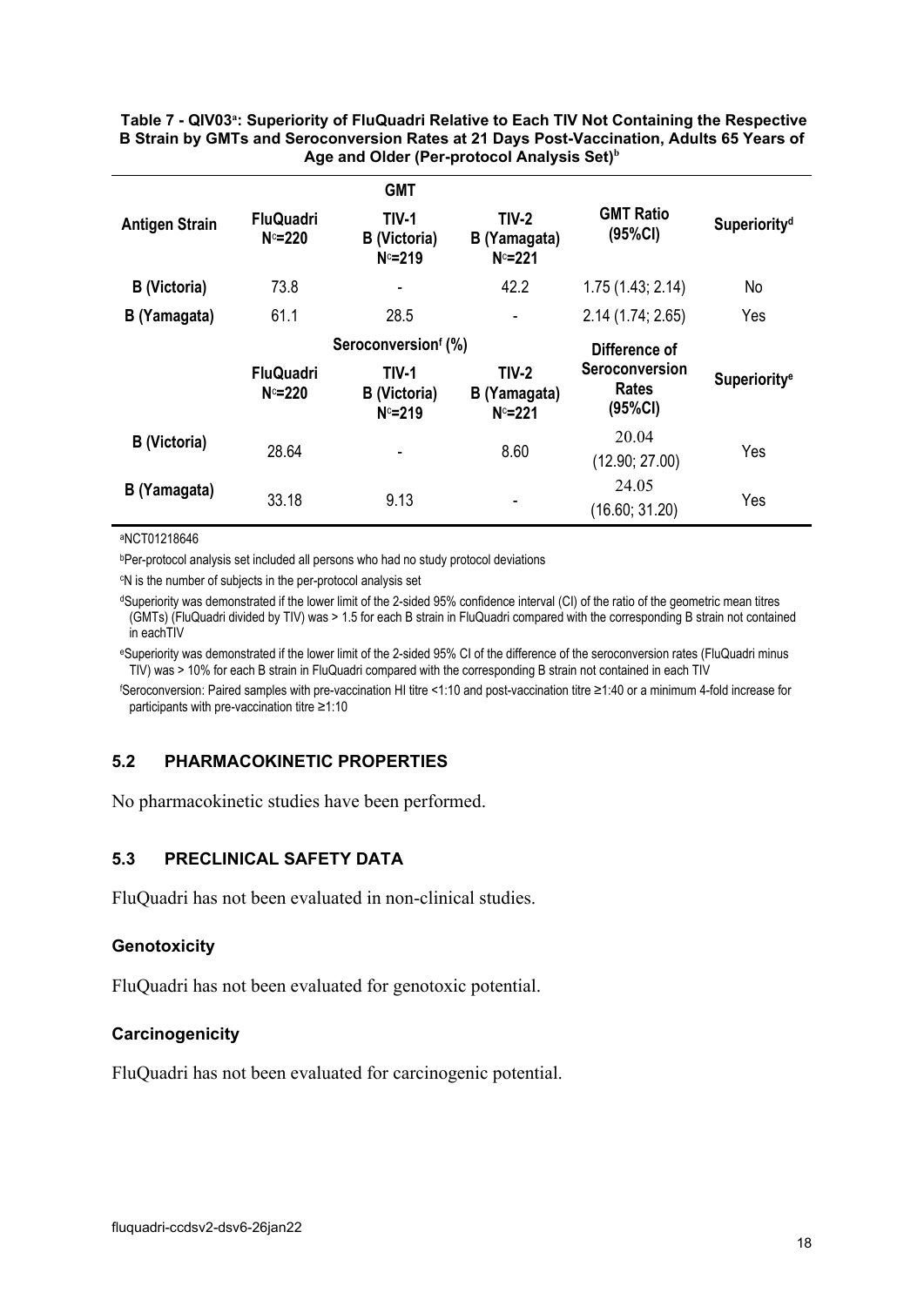**Table 7 - QIV03[a]: Superiority of FluQuadri Relative to Each TIV Not Containing the Respective B Strain by GMTs and Seroconversion Rates at 21 Days Post-Vaccination, Adults 65 Years of Age and Older (Per-protocol Analysis Set)[b]**

| | GMT | | | | |
|---|---|---|---|---|---|
| **Antigen Strain** | **FluQuadri N[c]=220** | **TIV-1 B (Victoria) N[c]=219** | **TIV-2 B (Yamagata) N[c]=221** | **GMT Ratio (95%CI)** | **Superiority[d]** |
| **B (Victoria)** | 73.8 | - | 42.2 | 1.75 (1.43; 2.14) | No |
| **B (Yamagata)** | 61.1 | 28.5 | - | 2.14 (1.74; 2.65) | Yes |
| | **Seroconversion[f] (%)** | | | | |
| | **FluQuadri N[c]=220** | **TIV-1 B (Victoria) N[c]=219** | **TIV-2 B (Yamagata) N[c]=221** | **Difference of Seroconversion Rates (95%CI)** | **Superiority[e]** |
| **B (Victoria)** | 28.64 | - | 8.60 | 20.04 (12.90; 27.00) | Yes |
| **B (Yamagata)** | 33.18 | 9.13 | - | 24.05 (16.60; 31.20) | Yes |

[a]NCT01218646

[b]Per-protocol analysis set included all persons who had no study protocol deviations

[c]N is the number of subjects in the per-protocol analysis set

[d]Superiority was demonstrated if the lower limit of the 2-sided 95% confidence interval (CI) of the ratio of the geometric mean titres (GMTs) (FluQuadri divided by TIV) was > 1.5 for each B strain in FluQuadri compared with the corresponding B strain not contained in eachTIV

[e]Superiority was demonstrated if the lower limit of the 2-sided 95% CI of the difference of the seroconversion rates (FluQuadri minus TIV) was > 10% for each B strain in FluQuadri compared with the corresponding B strain not contained in each TIV

[f]Seroconversion: Paired samples with pre-vaccination HI titre <1:10 and post-vaccination titre ≥1:40 or a minimum 4-fold increase for participants with pre-vaccination titre ≥1:10

## 5.2 PHARMACOKINETIC PROPERTIES

No pharmacokinetic studies have been performed.

## 5.3 PRECLINICAL SAFETY DATA

FluQuadri has not been evaluated in non-clinical studies.

### Genotoxicity

FluQuadri has not been evaluated for genotoxic potential.

### Carcinogenicity

FluQuadri has not been evaluated for carcinogenic potential.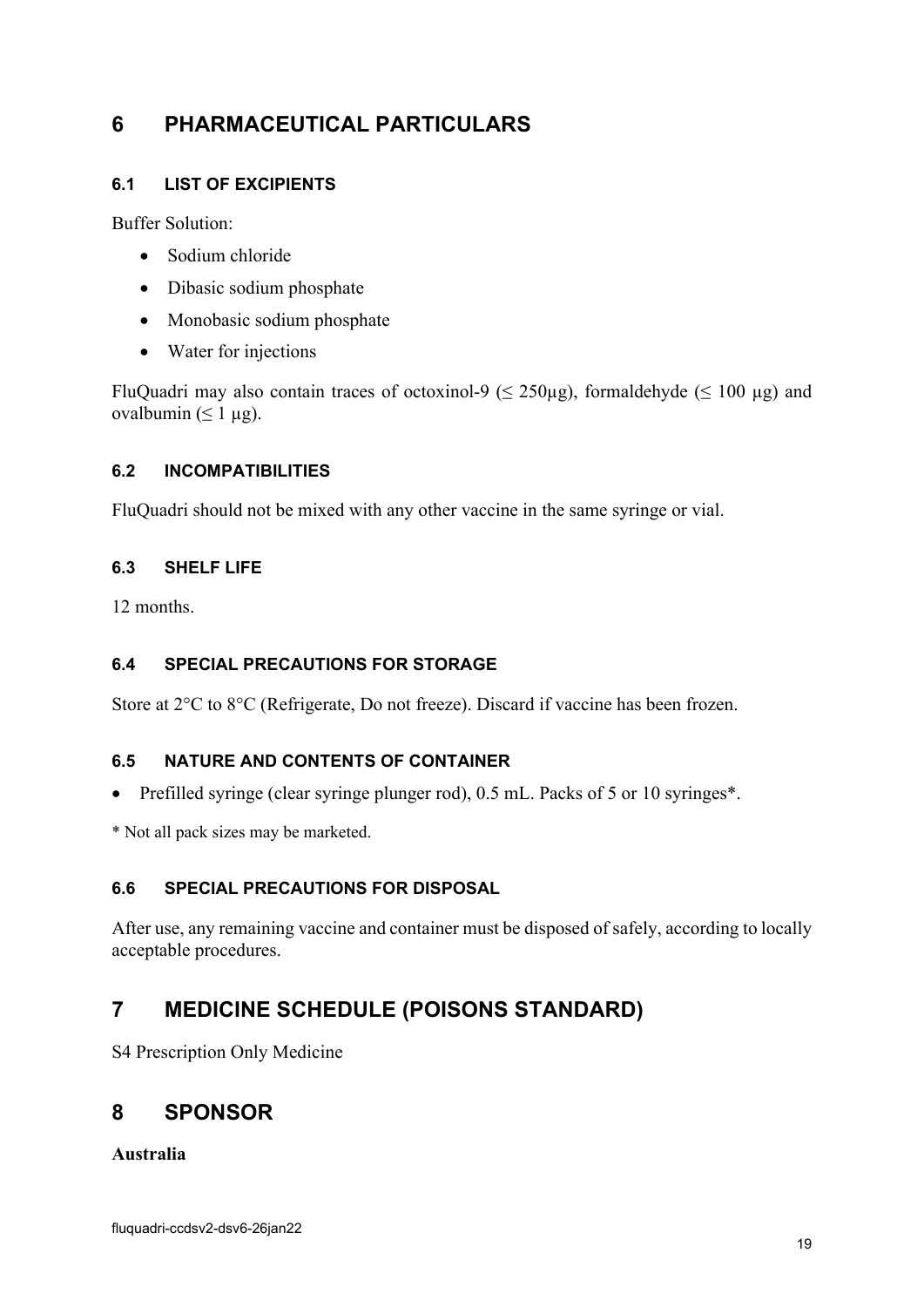# 6 PHARMACEUTICAL PARTICULARS

## 6.1 LIST OF EXCIPIENTS

Buffer Solution:

- Sodium chloride
- Dibasic sodium phosphate
- Monobasic sodium phosphate
- Water for injections

FluQuadri may also contain traces of octoxinol-9 ($\leq$ 250µg), formaldehyde ($\leq$ 100 µg) and ovalbumin ($\leq$ 1 µg).

## 6.2 INCOMPATIBILITIES

FluQuadri should not be mixed with any other vaccine in the same syringe or vial.

## 6.3 SHELF LIFE

12 months.

## 6.4 SPECIAL PRECAUTIONS FOR STORAGE

Store at 2°C to 8°C (Refrigerate, Do not freeze). Discard if vaccine has been frozen.

## 6.5 NATURE AND CONTENTS OF CONTAINER

- Prefilled syringe (clear syringe plunger rod), 0.5 mL. Packs of 5 or 10 syringes*.

* Not all pack sizes may be marketed.

## 6.6 SPECIAL PRECAUTIONS FOR DISPOSAL

After use, any remaining vaccine and container must be disposed of safely, according to locally acceptable procedures.

# 7 MEDICINE SCHEDULE (POISONS STANDARD)

S4 Prescription Only Medicine

# 8 SPONSOR

**Australia**

fluquadri-ccdsv2-dsv6-26jan22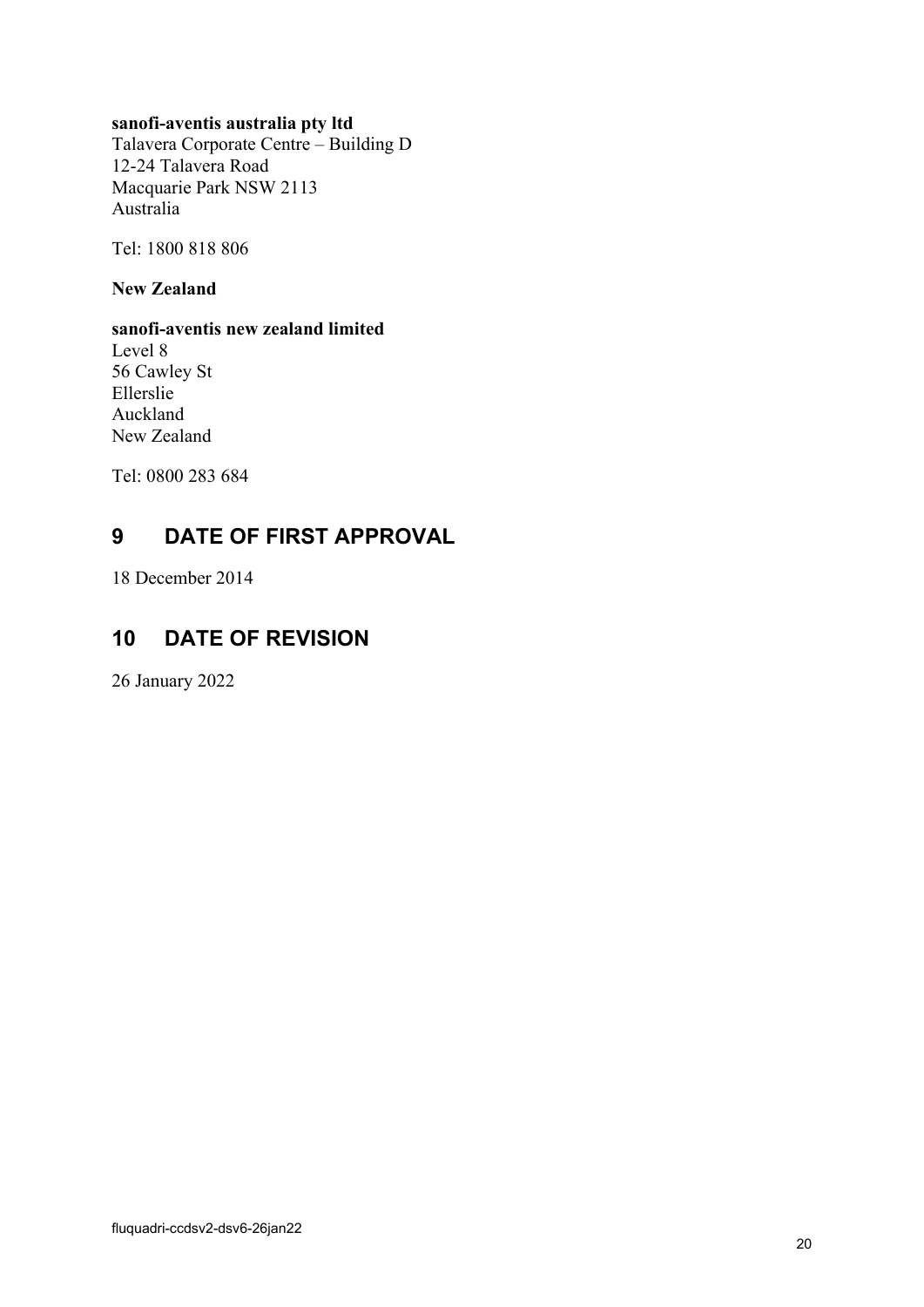**sanofi-aventis australia pty ltd**
Talavera Corporate Centre – Building D
12-24 Talavera Road
Macquarie Park NSW 2113
Australia

Tel: 1800 818 806

**New Zealand**

**sanofi-aventis new zealand limited**
Level 8
56 Cawley St
Ellerslie
Auckland
New Zealand

Tel: 0800 283 684

# 9 DATE OF FIRST APPROVAL

18 December 2014

# 10 DATE OF REVISION

26 January 2022

fluquadri-ccdsv2-dsv6-26jan22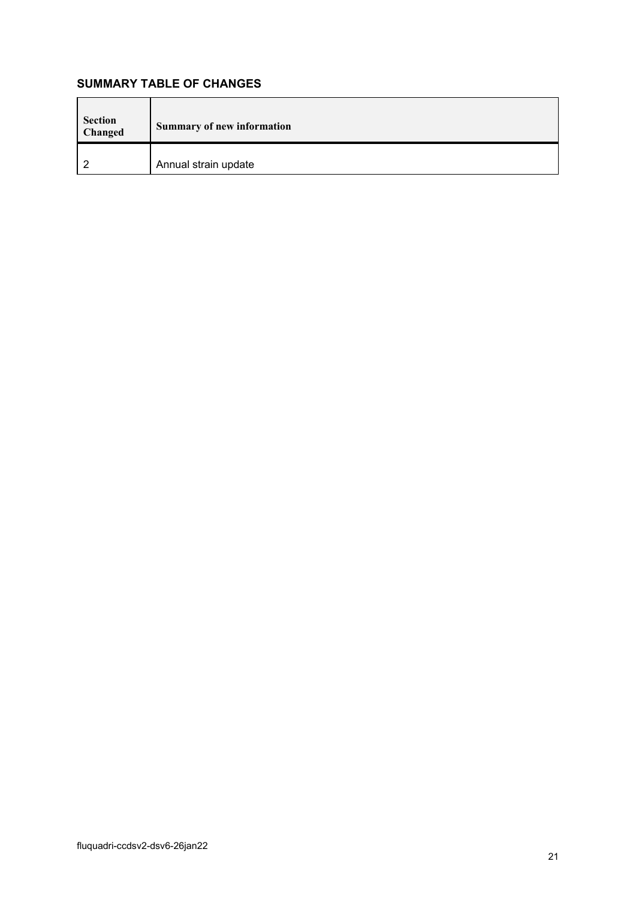## SUMMARY TABLE OF CHANGES

| Section Changed | Summary of new information |
|---|---|
| 2 | Annual strain update |

fluquadri-ccdsv2-dsv6-26jan22